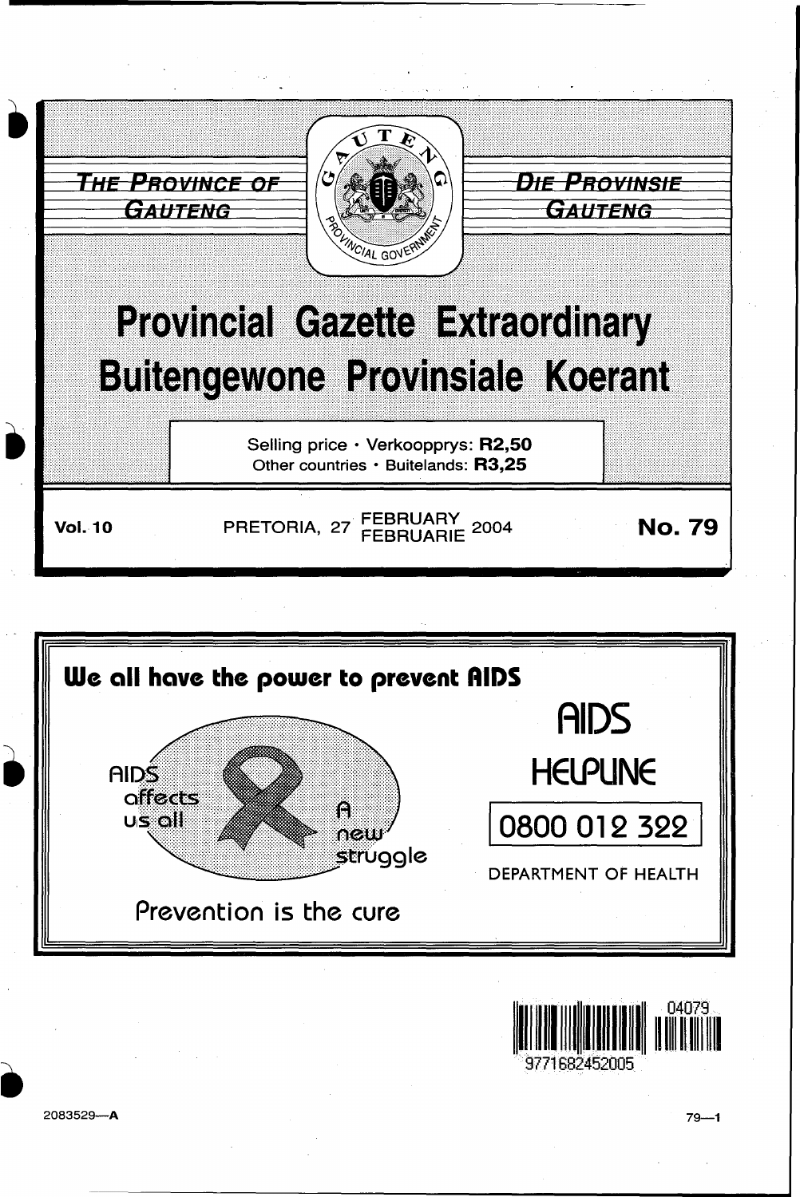**THE PROVINCE OF GAUTENG**

**DIE PROVINSIE GAUTENG**

GAUTENG PROVINCIAL GOVERNMENT

# Provincial Gazette Extraordinary
# Buitengewone Provinsiale Koerant

Selling price · Verkoopprys: **R2,50**
Other countries · Buitelands: **R3,25**

**Vol. 10** PRETORIA, 27 FEBRUARY FEBRUARIE 2004 **No. 79**

**We all have the power to prevent AIDS**

AIDS affects us all

A new struggle

Prevention is the cure

AIDS HELPLINE

0800 012 322

DEPARTMENT OF HEALTH

04079

9771682452005

2083529—A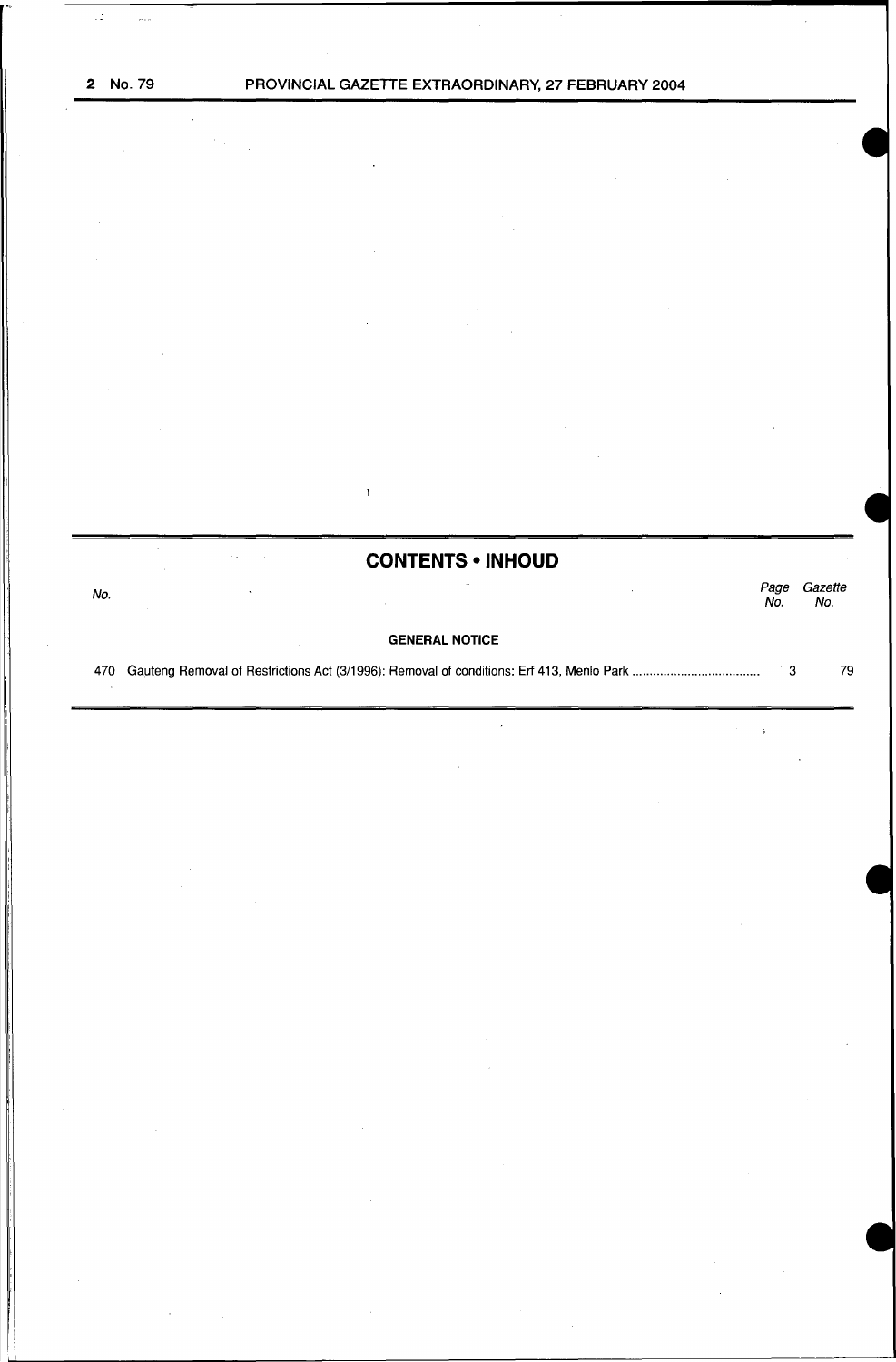## CONTENTS • INHOUD

| No. | | Page No. | Gazette No. |
|---|---|---|---|
| | **GENERAL NOTICE** | | |
| 470 | Gauteng Removal of Restrictions Act (3/1996): Removal of conditions: Erf 413, Menlo Park | 3 | 79 |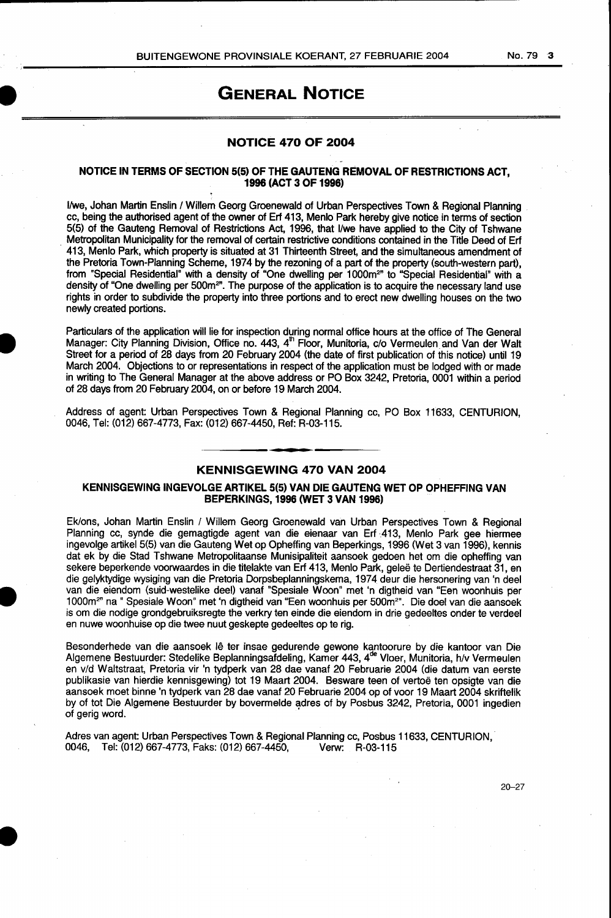# GENERAL NOTICE

## NOTICE 470 OF 2004

### NOTICE IN TERMS OF SECTION 5(5) OF THE GAUTENG REMOVAL OF RESTRICTIONS ACT, 1996 (ACT 3 OF 1996)

I/we, Johan Martin Enslin / Willem Georg Groenewald of Urban Perspectives Town & Regional Planning cc, being the authorised agent of the owner of Erf 413, Menlo Park hereby give notice in terms of section 5(5) of the Gauteng Removal of Restrictions Act, 1996, that I/we have applied to the City of Tshwane Metropolitan Municipality for the removal of certain restrictive conditions contained in the Title Deed of Erf 413, Menlo Park, which property is situated at 31 Thirteenth Street, and the simultaneous amendment of the Pretoria Town-Planning Scheme, 1974 by the rezoning of a part of the property (south-western part), from "Special Residential" with a density of "One dwelling per 1000m²" to "Special Residential" with a density of "One dwelling per 500m²". The purpose of the application is to acquire the necessary land use rights in order to subdivide the property into three portions and to erect new dwelling houses on the two newly created portions.

Particulars of the application will lie for inspection during normal office hours at the office of The General Manager: City Planning Division, Office no. 443, 4th Floor, Munitoria, c/o Vermeulen and Van der Walt Street for a period of 28 days from 20 February 2004 (the date of first publication of this notice) until 19 March 2004. Objections to or representations in respect of the application must be lodged with or made in writing to The General Manager at the above address or PO Box 3242, Pretoria, 0001 within a period of 28 days from 20 February 2004, on or before 19 March 2004.

Address of agent: Urban Perspectives Town & Regional Planning cc, PO Box 11633, CENTURION, 0046, Tel: (012) 667-4773, Fax: (012) 667-4450, Ref: R-03-115.

## KENNISGEWING 470 VAN 2004

### KENNISGEWING INGEVOLGE ARTIKEL 5(5) VAN DIE GAUTENG WET OP OPHEFFING VAN BEPERKINGS, 1996 (WET 3 VAN 1996)

Ek/ons, Johan Martin Enslin / Willem Georg Groenewald van Urban Perspectives Town & Regional Planning cc, synde die gemagtigde agent van die eienaar van Erf 413, Menlo Park gee hiermee ingevolge artikel 5(5) van die Gauteng Wet op Opheffing van Beperkings, 1996 (Wet 3 van 1996), kennis dat ek by die Stad Tshwane Metropolitaanse Munisipaliteit aansoek gedoen het om die opheffing van sekere beperkende voorwaardes in die titelakte van Erf 413, Menlo Park, geleë te Dertiendestraat 31, en die gelyktydige wysiging van die Pretoria Dorpsbeplanningskema, 1974 deur die hersonering van 'n deel van die eiendom (suid-westelike deel) vanaf "Spesiale Woon" met 'n digtheid van "Een woonhuis per 1000m²" na " Spesiale Woon" met 'n digtheid van "Een woonhuis per 500m²". Die doel van die aansoek is om die nodige grondgebruiksregte te verkry ten einde die eiendom in drie gedeeltes onder te verdeel en nuwe woonhuise op die twee nuut geskepte gedeeltes op te rig.

Besonderhede van die aansoek lê ter insae gedurende gewone kantoorure by die kantoor van Die Algemene Bestuurder: Stedelike Beplanningsafdeling, Kamer 443, 4de Vloer, Munitoria, h/v Vermeulen en v/d Waltstraat, Pretoria vir 'n tydperk van 28 dae vanaf 20 Februarie 2004 (die datum van eerste publikasie van hierdie kennisgewing) tot 19 Maart 2004. Besware teen of vertoë ten opsigte van die aansoek moet binne 'n tydperk van 28 dae vanaf 20 Februarie 2004 op of voor 19 Maart 2004 skriftelik by of tot Die Algemene Bestuurder by bovermelde adres of by Posbus 3242, Pretoria, 0001 ingedien of gerig word.

Adres van agent: Urban Perspectives Town & Regional Planning cc, Posbus 11633, CENTURION, 0046, Tel: (012) 667-4773, Faks: (012) 667-4450, Verw: R-03-115

20–27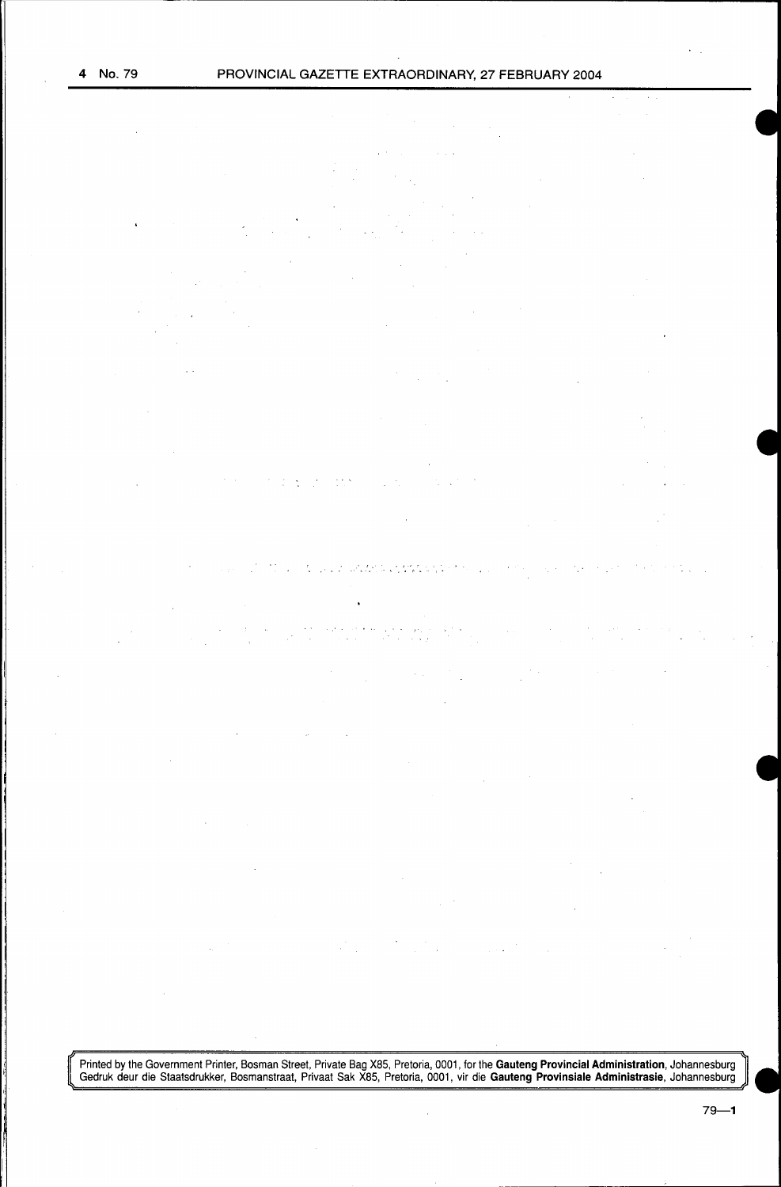Printed by the Government Printer, Bosman Street, Private Bag X85, Pretoria, 0001, for the **Gauteng Provincial Administration**, Johannesburg
Gedruk deur die Staatsdrukker, Bosmanstraat, Privaat Sak X85, Pretoria, 0001, vir die **Gauteng Provinsiale Administrasie**, Johannesburg

79—**1**